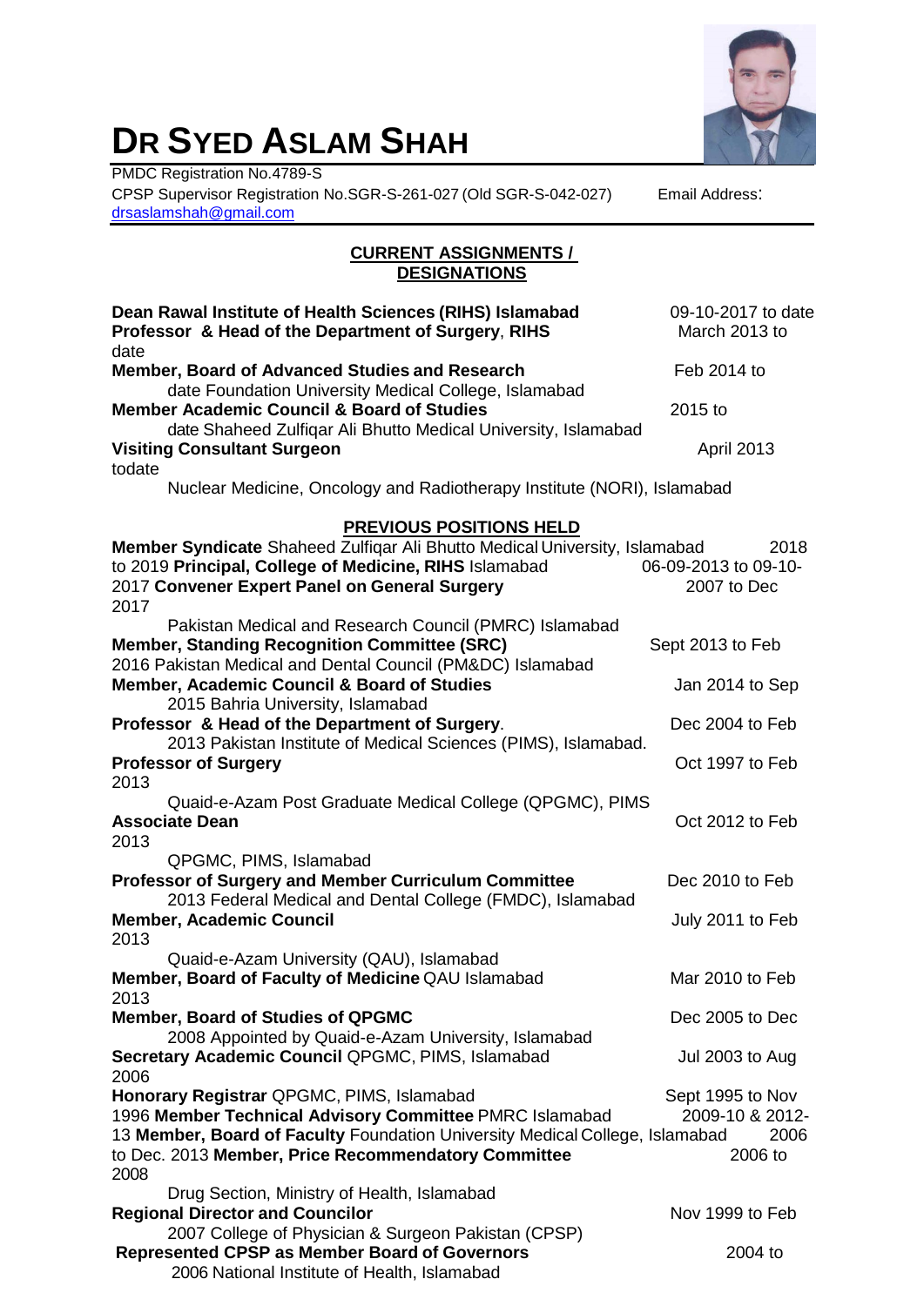# DR SYED ASLAM SHAH

PMDC Registration No.4789-S
CPSP Supervisor Registration No.SGR-S-261-027 (Old SGR-S-042-027) Email Address: drsaslamshah@gmail.com

## CURRENT ASSIGNMENTS / DESIGNATIONS

**Dean Rawal Institute of Health Sciences (RIHS) Islamabad** 09-10-2017 to date

**Professor & Head of the Department of Surgery**, **RIHS** March 2013 to date

**Member, Board of Advanced Studies and Research** Feb 2014 to date
Foundation University Medical College, Islamabad

**Member Academic Council & Board of Studies** 2015 to date
Shaheed Zulfiqar Ali Bhutto Medical University, Islamabad

**Visiting Consultant Surgeon** April 2013 todate
Nuclear Medicine, Oncology and Radiotherapy Institute (NORI), Islamabad

## PREVIOUS POSITIONS HELD

**Member Syndicate** Shaheed Zulfiqar Ali Bhutto Medical University, Islamabad 2018 to 2019

**Principal, College of Medicine, RIHS** Islamabad 06-09-2013 to 09-10-2017

**Convener Expert Panel on General Surgery** 2007 to Dec 2017
Pakistan Medical and Research Council (PMRC) Islamabad

**Member, Standing Recognition Committee (SRC)** Sept 2013 to Feb 2016
Pakistan Medical and Dental Council (PM&DC) Islamabad

**Member, Academic Council & Board of Studies** Jan 2014 to Sep 2015
Bahria University, Islamabad

**Professor & Head of the Department of Surgery**. Dec 2004 to Feb 2013
Pakistan Institute of Medical Sciences (PIMS), Islamabad.

**Professor of Surgery** Oct 1997 to Feb 2013
Quaid-e-Azam Post Graduate Medical College (QPGMC), PIMS

**Associate Dean** Oct 2012 to Feb 2013
QPGMC, PIMS, Islamabad

**Professor of Surgery and Member Curriculum Committee** Dec 2010 to Feb 2013
Federal Medical and Dental College (FMDC), Islamabad

**Member, Academic Council** July 2011 to Feb 2013
Quaid-e-Azam University (QAU), Islamabad

**Member, Board of Faculty of Medicine** QAU Islamabad Mar 2010 to Feb 2013

**Member, Board of Studies of QPGMC** Dec 2005 to Dec 2008
Appointed by Quaid-e-Azam University, Islamabad

**Secretary Academic Council** QPGMC, PIMS, Islamabad Jul 2003 to Aug 2006

**Honorary Registrar** QPGMC, PIMS, Islamabad Sept 1995 to Nov 1996

**Member Technical Advisory Committee** PMRC Islamabad 2009-10 & 2012-13

**Member, Board of Faculty** Foundation University Medical College, Islamabad 2006 to Dec. 2013

**Member, Price Recommendatory Committee** 2006 to 2008
Drug Section, Ministry of Health, Islamabad

**Regional Director and Councilor** Nov 1999 to Feb 2007
College of Physician & Surgeon Pakistan (CPSP)

**Represented CPSP as Member Board of Governors** 2004 to 2006
National Institute of Health, Islamabad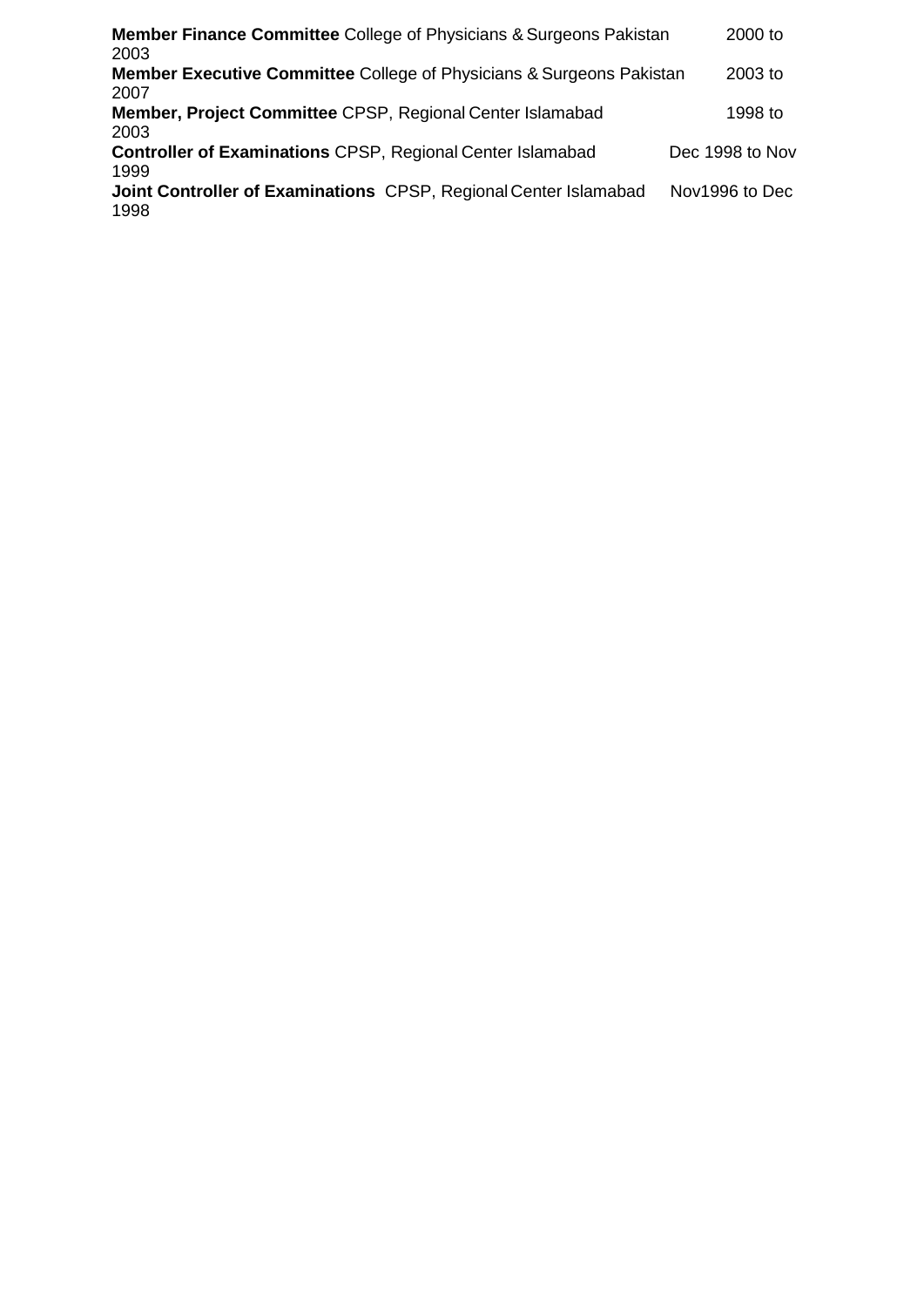**Member Finance Committee** College of Physicians & Surgeons Pakistan 2000 to 2003

**Member Executive Committee** College of Physicians & Surgeons Pakistan 2003 to 2007

**Member, Project Committee** CPSP, Regional Center Islamabad 1998 to 2003

**Controller of Examinations** CPSP, Regional Center Islamabad Dec 1998 to Nov 1999

**Joint Controller of Examinations** CPSP, Regional Center Islamabad Nov1996 to Dec 1998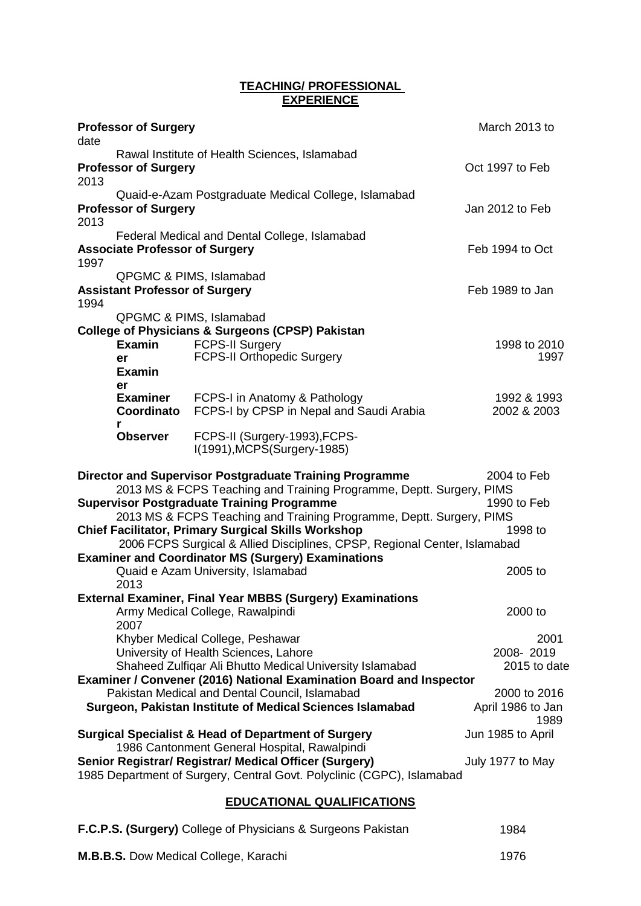## TEACHING/ PROFESSIONAL EXPERIENCE

**Professor of Surgery** March 2013 to date
Rawal Institute of Health Sciences, Islamabad

**Professor of Surgery** Oct 1997 to Feb 2013
Quaid-e-Azam Postgraduate Medical College, Islamabad

**Professor of Surgery** Jan 2012 to Feb 2013
Federal Medical and Dental College, Islamabad

**Associate Professor of Surgery** Feb 1994 to Oct 1997
QPGMC & PIMS, Islamabad

**Assistant Professor of Surgery** Feb 1989 to Jan 1994
QPGMC & PIMS, Islamabad

**College of Physicians & Surgeons (CPSP) Pakistan**

| | | |
|---|---|---|
| **Examiner** | FCPS-II Surgery | 1998 to 2010 |
| **Examiner** | FCPS-II Orthopedic Surgery | 1997 |
| **Examiner** | FCPS-I in Anatomy & Pathology | 1992 & 1993 |
| **Coordinator** | FCPS-I by CPSP in Nepal and Saudi Arabia | 2002 & 2003 |
| **Observer** | FCPS-II (Surgery-1993),FCPS-I(1991),MCPS(Surgery-1985) | |

**Director and Supervisor Postgraduate Training Programme** 2004 to Feb 2013
MS & FCPS Teaching and Training Programme, Deptt. Surgery, PIMS

**Supervisor Postgraduate Training Programme** 1990 to Feb 2013
MS & FCPS Teaching and Training Programme, Deptt. Surgery, PIMS

**Chief Facilitator, Primary Surgical Skills Workshop** 1998 to 2006
FCPS Surgical & Allied Disciplines, CPSP, Regional Center, Islamabad

**Examiner and Coordinator MS (Surgery) Examinations**
Quaid e Azam University, Islamabad 2005 to 2013

**External Examiner, Final Year MBBS (Surgery) Examinations**
Army Medical College, Rawalpindi 2000 to 2007
Khyber Medical College, Peshawar 2001
University of Health Sciences, Lahore 2008- 2019
Shaheed Zulfiqar Ali Bhutto Medical University Islamabad 2015 to date

**Examiner / Convener (2016) National Examination Board and Inspector**
Pakistan Medical and Dental Council, Islamabad 2000 to 2016

**Surgeon, Pakistan Institute of Medical Sciences Islamabad** April 1986 to Jan 1989

**Surgical Specialist & Head of Department of Surgery** Jun 1985 to April 1986
Cantonment General Hospital, Rawalpindi

**Senior Registrar/ Registrar/ Medical Officer (Surgery)** July 1977 to May 1985
Department of Surgery, Central Govt. Polyclinic (CGPC), Islamabad

## EDUCATIONAL QUALIFICATIONS

**F.C.P.S. (Surgery)** College of Physicians & Surgeons Pakistan 1984

**M.B.B.S.** Dow Medical College, Karachi 1976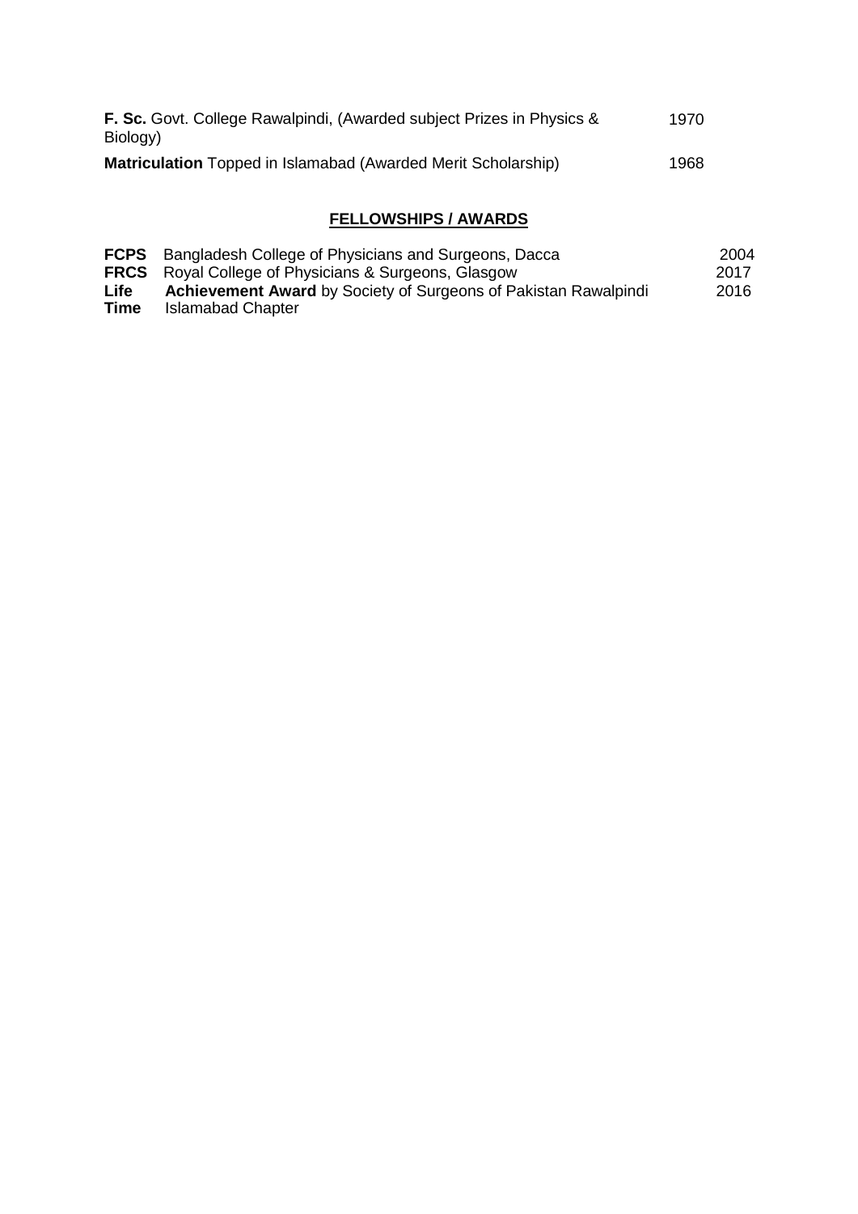| | |
|---|---|
| **F. Sc.** Govt. College Rawalpindi, (Awarded subject Prizes in Physics & Biology) | 1970 |
| **Matriculation** Topped in Islamabad (Awarded Merit Scholarship) | 1968 |

## FELLOWSHIPS / AWARDS

| | | |
|---|---|---|
| **FCPS** | Bangladesh College of Physicians and Surgeons, Dacca | 2004 |
| **FRCS** | Royal College of Physicians & Surgeons, Glasgow | 2017 |
| **Life Time** | **Achievement Award** by Society of Surgeons of Pakistan Rawalpindi Islamabad Chapter | 2016 |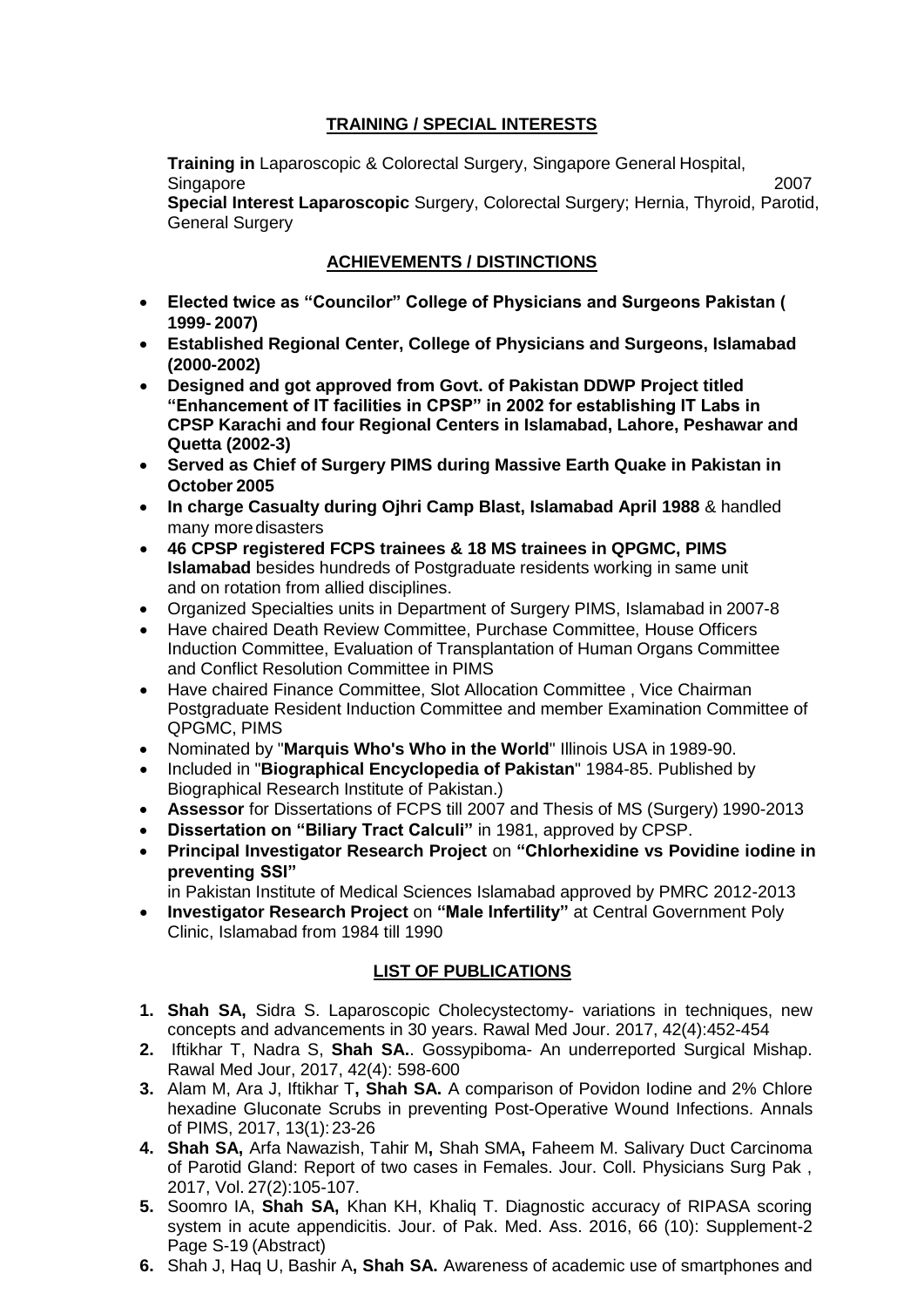## TRAINING / SPECIAL INTERESTS

**Training in** Laparoscopic & Colorectal Surgery, Singapore General Hospital, Singapore 2007
**Special Interest Laparoscopic** Surgery, Colorectal Surgery; Hernia, Thyroid, Parotid, General Surgery

## ACHIEVEMENTS / DISTINCTIONS

- **Elected twice as "Councilor" College of Physicians and Surgeons Pakistan ( 1999- 2007)**
- **Established Regional Center, College of Physicians and Surgeons, Islamabad (2000-2002)**
- **Designed and got approved from Govt. of Pakistan DDWP Project titled "Enhancement of IT facilities in CPSP" in 2002 for establishing IT Labs in CPSP Karachi and four Regional Centers in Islamabad, Lahore, Peshawar and Quetta (2002-3)**
- **Served as Chief of Surgery PIMS during Massive Earth Quake in Pakistan in October 2005**
- **In charge Casualty during Ojhri Camp Blast, Islamabad April 1988** & handled many more disasters
- **46 CPSP registered FCPS trainees & 18 MS trainees in QPGMC, PIMS Islamabad** besides hundreds of Postgraduate residents working in same unit and on rotation from allied disciplines.
- Organized Specialties units in Department of Surgery PIMS, Islamabad in 2007-8
- Have chaired Death Review Committee, Purchase Committee, House Officers Induction Committee, Evaluation of Transplantation of Human Organs Committee and Conflict Resolution Committee in PIMS
- Have chaired Finance Committee, Slot Allocation Committee , Vice Chairman Postgraduate Resident Induction Committee and member Examination Committee of QPGMC, PIMS
- Nominated by "**Marquis Who's Who in the World**" Illinois USA in 1989-90.
- Included in "**Biographical Encyclopedia of Pakistan**" 1984-85. Published by Biographical Research Institute of Pakistan.)
- **Assessor** for Dissertations of FCPS till 2007 and Thesis of MS (Surgery) 1990-2013
- **Dissertation on "Biliary Tract Calculi"** in 1981, approved by CPSP.
- **Principal Investigator Research Project** on **"Chlorhexidine vs Povidine iodine in preventing SSI"**
  in Pakistan Institute of Medical Sciences Islamabad approved by PMRC 2012-2013
- **Investigator Research Project** on **"Male Infertility"** at Central Government Poly Clinic, Islamabad from 1984 till 1990

## LIST OF PUBLICATIONS

1. **Shah SA,** Sidra S. Laparoscopic Cholecystectomy- variations in techniques, new concepts and advancements in 30 years. Rawal Med Jour. 2017, 42(4):452-454
2. Iftikhar T, Nadra S, **Shah SA.**. Gossypiboma- An underreported Surgical Mishap. Rawal Med Jour, 2017, 42(4): 598-600
3. Alam M, Ara J, Iftikhar T**, Shah SA.** A comparison of Povidon Iodine and 2% Chlore hexadine Gluconate Scrubs in preventing Post-Operative Wound Infections. Annals of PIMS, 2017, 13(1): 23-26
4. **Shah SA,** Arfa Nawazish, Tahir M**,** Shah SMA**,** Faheem M. Salivary Duct Carcinoma of Parotid Gland: Report of two cases in Females. Jour. Coll. Physicians Surg Pak , 2017, Vol. 27(2):105-107.
5. Soomro IA, **Shah SA,** Khan KH, Khaliq T. Diagnostic accuracy of RIPASA scoring system in acute appendicitis. Jour. of Pak. Med. Ass. 2016, 66 (10): Supplement-2 Page S-19 (Abstract)
6. Shah J, Haq U, Bashir A**, Shah SA.** Awareness of academic use of smartphones and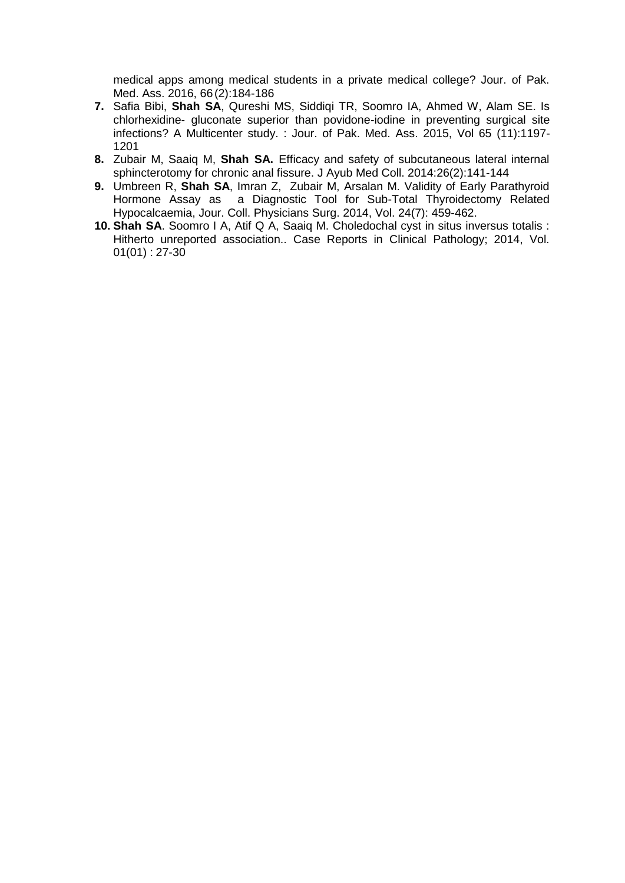medical apps among medical students in a private medical college? Jour. of Pak. Med. Ass. 2016, 66 (2):184-186

7. Safia Bibi, **Shah SA**, Qureshi MS, Siddiqi TR, Soomro IA, Ahmed W, Alam SE. Is chlorhexidine- gluconate superior than povidone-iodine in preventing surgical site infections? A Multicenter study. : Jour. of Pak. Med. Ass. 2015, Vol 65 (11):1197-1201
8. Zubair M, Saaiq M, **Shah SA.** Efficacy and safety of subcutaneous lateral internal sphincterotomy for chronic anal fissure. J Ayub Med Coll. 2014:26(2):141-144
9. Umbreen R, **Shah SA**, Imran Z, Zubair M, Arsalan M. Validity of Early Parathyroid Hormone Assay as a Diagnostic Tool for Sub-Total Thyroidectomy Related Hypocalcaemia, Jour. Coll. Physicians Surg. 2014, Vol. 24(7): 459-462.
10. **Shah SA**. Soomro I A, Atif Q A, Saaiq M. Choledochal cyst in situs inversus totalis : Hitherto unreported association.. Case Reports in Clinical Pathology; 2014, Vol. 01(01) : 27-30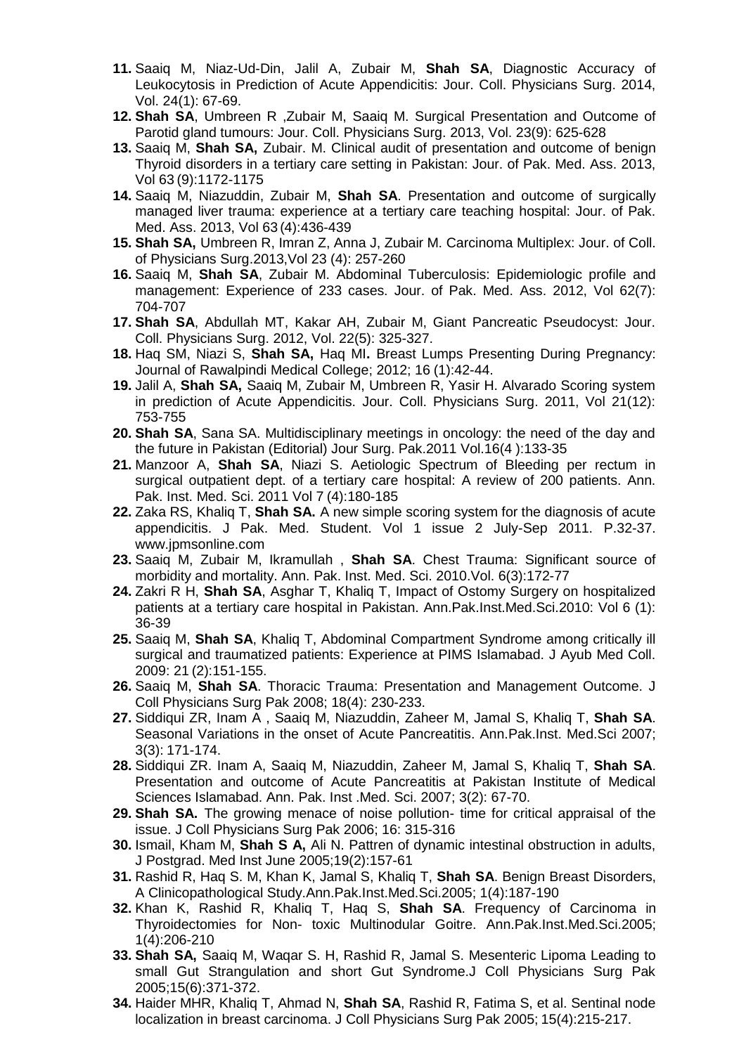11. Saaiq M, Niaz-Ud-Din, Jalil A, Zubair M, **Shah SA**, Diagnostic Accuracy of Leukocytosis in Prediction of Acute Appendicitis: Jour. Coll. Physicians Surg. 2014, Vol. 24(1): 67-69.
12. **Shah SA**, Umbreen R ,Zubair M, Saaiq M. Surgical Presentation and Outcome of Parotid gland tumours: Jour. Coll. Physicians Surg. 2013, Vol. 23(9): 625-628
13. Saaiq M, **Shah SA,** Zubair. M. Clinical audit of presentation and outcome of benign Thyroid disorders in a tertiary care setting in Pakistan: Jour. of Pak. Med. Ass. 2013, Vol 63 (9):1172-1175
14. Saaiq M, Niazuddin, Zubair M, **Shah SA**. Presentation and outcome of surgically managed liver trauma: experience at a tertiary care teaching hospital: Jour. of Pak. Med. Ass. 2013, Vol 63 (4):436-439
15. **Shah SA,** Umbreen R, Imran Z, Anna J, Zubair M. Carcinoma Multiplex: Jour. of Coll. of Physicians Surg.2013,Vol 23 (4): 257-260
16. Saaiq M, **Shah SA**, Zubair M. Abdominal Tuberculosis: Epidemiologic profile and management: Experience of 233 cases. Jour. of Pak. Med. Ass. 2012, Vol 62(7): 704-707
17. **Shah SA**, Abdullah MT, Kakar AH, Zubair M, Giant Pancreatic Pseudocyst: Jour. Coll. Physicians Surg. 2012, Vol. 22(5): 325-327.
18. Haq SM, Niazi S, **Shah SA,** Haq MI**.** Breast Lumps Presenting During Pregnancy: Journal of Rawalpindi Medical College; 2012; 16 (1):42-44.
19. Jalil A, **Shah SA,** Saaiq M, Zubair M, Umbreen R, Yasir H. Alvarado Scoring system in prediction of Acute Appendicitis. Jour. Coll. Physicians Surg. 2011, Vol 21(12): 753-755
20. **Shah SA**, Sana SA. Multidisciplinary meetings in oncology: the need of the day and the future in Pakistan (Editorial) Jour Surg. Pak.2011 Vol.16(4 ):133-35
21. Manzoor A, **Shah SA**, Niazi S. Aetiologic Spectrum of Bleeding per rectum in surgical outpatient dept. of a tertiary care hospital: A review of 200 patients. Ann. Pak. Inst. Med. Sci. 2011 Vol 7 (4):180-185
22. Zaka RS, Khaliq T, **Shah SA.** A new simple scoring system for the diagnosis of acute appendicitis. J Pak. Med. Student. Vol 1 issue 2 July-Sep 2011. P.32-37. www.jpmsonline.com
23. Saaiq M, Zubair M, Ikramullah , **Shah SA**. Chest Trauma: Significant source of morbidity and mortality. Ann. Pak. Inst. Med. Sci. 2010.Vol. 6(3):172-77
24. Zakri R H, **Shah SA**, Asghar T, Khaliq T, Impact of Ostomy Surgery on hospitalized patients at a tertiary care hospital in Pakistan. Ann.Pak.Inst.Med.Sci.2010: Vol 6 (1): 36-39
25. Saaiq M, **Shah SA**, Khaliq T, Abdominal Compartment Syndrome among critically ill surgical and traumatized patients: Experience at PIMS Islamabad. J Ayub Med Coll. 2009: 21 (2):151-155.
26. Saaiq M, **Shah SA**. Thoracic Trauma: Presentation and Management Outcome. J Coll Physicians Surg Pak 2008; 18(4): 230-233.
27. Siddiqui ZR, Inam A , Saaiq M, Niazuddin, Zaheer M, Jamal S, Khaliq T, **Shah SA**. Seasonal Variations in the onset of Acute Pancreatitis. Ann.Pak.Inst. Med.Sci 2007; 3(3): 171-174.
28. Siddiqui ZR. Inam A, Saaiq M, Niazuddin, Zaheer M, Jamal S, Khaliq T, **Shah SA**. Presentation and outcome of Acute Pancreatitis at Pakistan Institute of Medical Sciences Islamabad. Ann. Pak. Inst .Med. Sci. 2007; 3(2): 67-70.
29. **Shah SA.** The growing menace of noise pollution- time for critical appraisal of the issue. J Coll Physicians Surg Pak 2006; 16: 315-316
30. Ismail, Kham M, **Shah S A,** Ali N. Pattren of dynamic intestinal obstruction in adults, J Postgrad. Med Inst June 2005;19(2):157-61
31. Rashid R, Haq S. M, Khan K, Jamal S, Khaliq T, **Shah SA**. Benign Breast Disorders, A Clinicopathological Study.Ann.Pak.Inst.Med.Sci.2005; 1(4):187-190
32. Khan K, Rashid R, Khaliq T, Haq S, **Shah SA**. Frequency of Carcinoma in Thyroidectomies for Non- toxic Multinodular Goitre. Ann.Pak.Inst.Med.Sci.2005; 1(4):206-210
33. **Shah SA,** Saaiq M, Waqar S. H, Rashid R, Jamal S. Mesenteric Lipoma Leading to small Gut Strangulation and short Gut Syndrome.J Coll Physicians Surg Pak 2005;15(6):371-372.
34. Haider MHR, Khaliq T, Ahmad N, **Shah SA**, Rashid R, Fatima S, et al. Sentinal node localization in breast carcinoma. J Coll Physicians Surg Pak 2005; 15(4):215-217.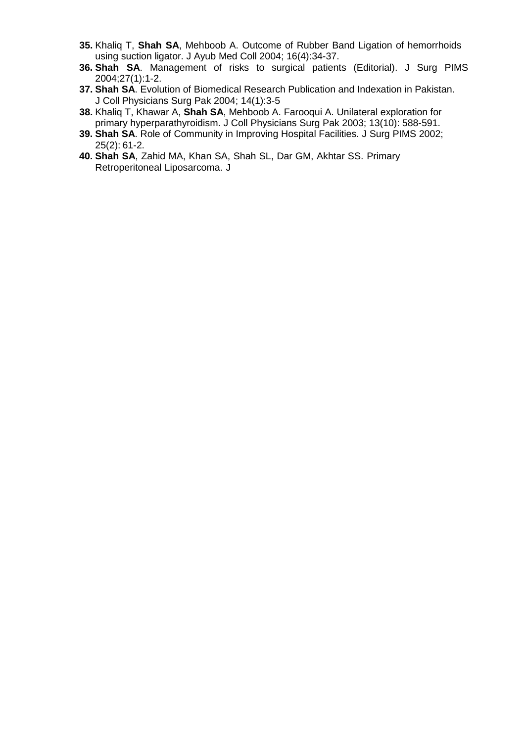35. Khaliq T, **Shah SA**, Mehboob A. Outcome of Rubber Band Ligation of hemorrhoids using suction ligator. J Ayub Med Coll 2004; 16(4):34-37.
36. **Shah SA**. Management of risks to surgical patients (Editorial). J Surg PIMS 2004;27(1):1-2.
37. **Shah SA**. Evolution of Biomedical Research Publication and Indexation in Pakistan. J Coll Physicians Surg Pak 2004; 14(1):3-5
38. Khaliq T, Khawar A, **Shah SA**, Mehboob A. Farooqui A. Unilateral exploration for primary hyperparathyroidism. J Coll Physicians Surg Pak 2003; 13(10): 588-591.
39. **Shah SA**. Role of Community in Improving Hospital Facilities. J Surg PIMS 2002; 25(2): 61-2.
40. **Shah SA**, Zahid MA, Khan SA, Shah SL, Dar GM, Akhtar SS. Primary Retroperitoneal Liposarcoma. J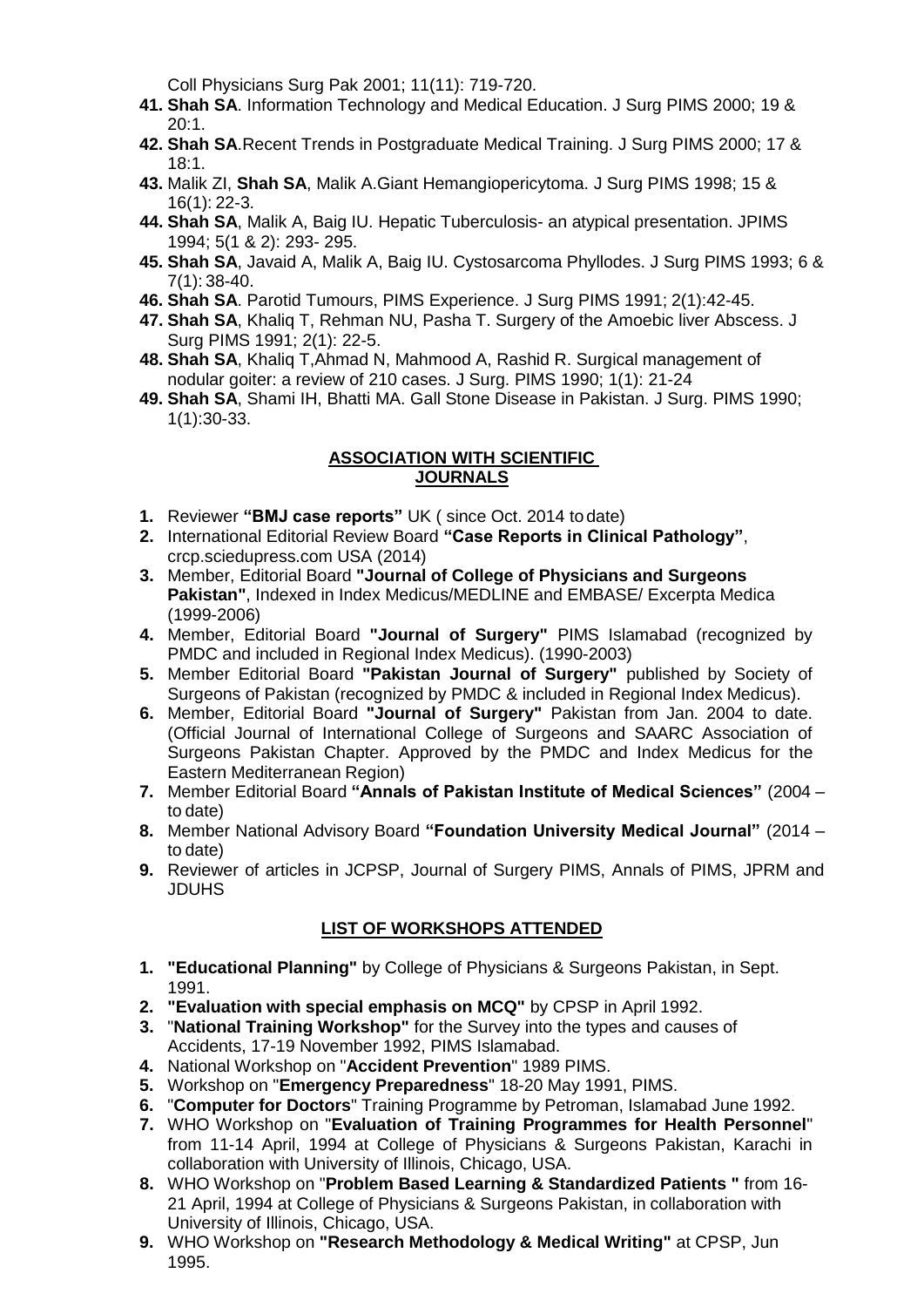Coll Physicians Surg Pak 2001; 11(11): 719-720.

41. **Shah SA**. Information Technology and Medical Education. J Surg PIMS 2000; 19 & 20:1.
42. **Shah SA**.Recent Trends in Postgraduate Medical Training. J Surg PIMS 2000; 17 & 18:1.
43. Malik ZI, **Shah SA**, Malik A.Giant Hemangiopericytoma. J Surg PIMS 1998; 15 & 16(1): 22-3.
44. **Shah SA**, Malik A, Baig IU. Hepatic Tuberculosis- an atypical presentation. JPIMS 1994; 5(1 & 2): 293- 295.
45. **Shah SA**, Javaid A, Malik A, Baig IU. Cystosarcoma Phyllodes. J Surg PIMS 1993; 6 & 7(1): 38-40.
46. **Shah SA**. Parotid Tumours, PIMS Experience. J Surg PIMS 1991; 2(1):42-45.
47. **Shah SA**, Khaliq T, Rehman NU, Pasha T. Surgery of the Amoebic liver Abscess. J Surg PIMS 1991; 2(1): 22-5.
48. **Shah SA**, Khaliq T,Ahmad N, Mahmood A, Rashid R. Surgical management of nodular goiter: a review of 210 cases. J Surg. PIMS 1990; 1(1): 21-24
49. **Shah SA**, Shami IH, Bhatti MA. Gall Stone Disease in Pakistan. J Surg. PIMS 1990; 1(1):30-33.

## ASSOCIATION WITH SCIENTIFIC JOURNALS

1. Reviewer **"BMJ case reports"** UK ( since Oct. 2014 to date)
2. International Editorial Review Board **"Case Reports in Clinical Pathology"**, crcp.sciedupress.com USA (2014)
3. Member, Editorial Board **"Journal of College of Physicians and Surgeons Pakistan"**, Indexed in Index Medicus/MEDLINE and EMBASE/ Excerpta Medica (1999-2006)
4. Member, Editorial Board **"Journal of Surgery"** PIMS Islamabad (recognized by PMDC and included in Regional Index Medicus). (1990-2003)
5. Member Editorial Board **"Pakistan Journal of Surgery"** published by Society of Surgeons of Pakistan (recognized by PMDC & included in Regional Index Medicus).
6. Member, Editorial Board **"Journal of Surgery"** Pakistan from Jan. 2004 to date. (Official Journal of International College of Surgeons and SAARC Association of Surgeons Pakistan Chapter. Approved by the PMDC and Index Medicus for the Eastern Mediterranean Region)
7. Member Editorial Board **"Annals of Pakistan Institute of Medical Sciences"** (2004 – to date)
8. Member National Advisory Board **"Foundation University Medical Journal"** (2014 – to date)
9. Reviewer of articles in JCPSP, Journal of Surgery PIMS, Annals of PIMS, JPRM and JDUHS

## LIST OF WORKSHOPS ATTENDED

1. **"Educational Planning"** by College of Physicians & Surgeons Pakistan, in Sept. 1991.
2. **"Evaluation with special emphasis on MCQ"** by CPSP in April 1992.
3. "**National Training Workshop"** for the Survey into the types and causes of Accidents, 17-19 November 1992, PIMS Islamabad.
4. National Workshop on "**Accident Prevention**" 1989 PIMS.
5. Workshop on "**Emergency Preparedness**" 18-20 May 1991, PIMS.
6. "**Computer for Doctors**" Training Programme by Petroman, Islamabad June 1992.
7. WHO Workshop on "**Evaluation of Training Programmes for Health Personnel**" from 11-14 April, 1994 at College of Physicians & Surgeons Pakistan, Karachi in collaboration with University of Illinois, Chicago, USA.
8. WHO Workshop on "**Problem Based Learning & Standardized Patients "** from 16-21 April, 1994 at College of Physicians & Surgeons Pakistan, in collaboration with University of Illinois, Chicago, USA.
9. WHO Workshop on **"Research Methodology & Medical Writing"** at CPSP, Jun 1995.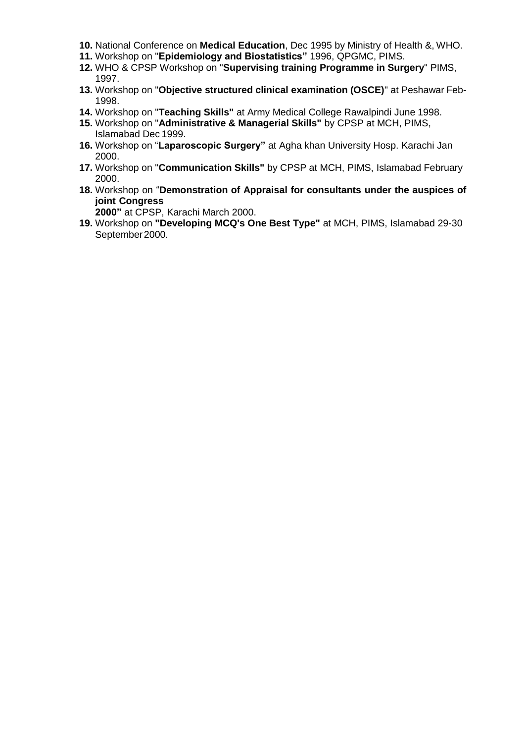10. National Conference on **Medical Education**, Dec 1995 by Ministry of Health &, WHO.
11. Workshop on "**Epidemiology and Biostatistics"** 1996, QPGMC, PIMS.
12. WHO & CPSP Workshop on "**Supervising training Programme in Surgery**" PIMS, 1997.
13. Workshop on "**Objective structured clinical examination (OSCE)**" at Peshawar Feb-1998.
14. Workshop on "**Teaching Skills"** at Army Medical College Rawalpindi June 1998.
15. Workshop on "**Administrative & Managerial Skills"** by CPSP at MCH, PIMS, Islamabad Dec 1999.
16. Workshop on "**Laparoscopic Surgery"** at Agha khan University Hosp. Karachi Jan 2000.
17. Workshop on "**Communication Skills"** by CPSP at MCH, PIMS, Islamabad February 2000.
18. Workshop on "**Demonstration of Appraisal for consultants under the auspices of joint Congress 2000"** at CPSP, Karachi March 2000.
19. Workshop on **"Developing MCQ's One Best Type"** at MCH, PIMS, Islamabad 29-30 September 2000.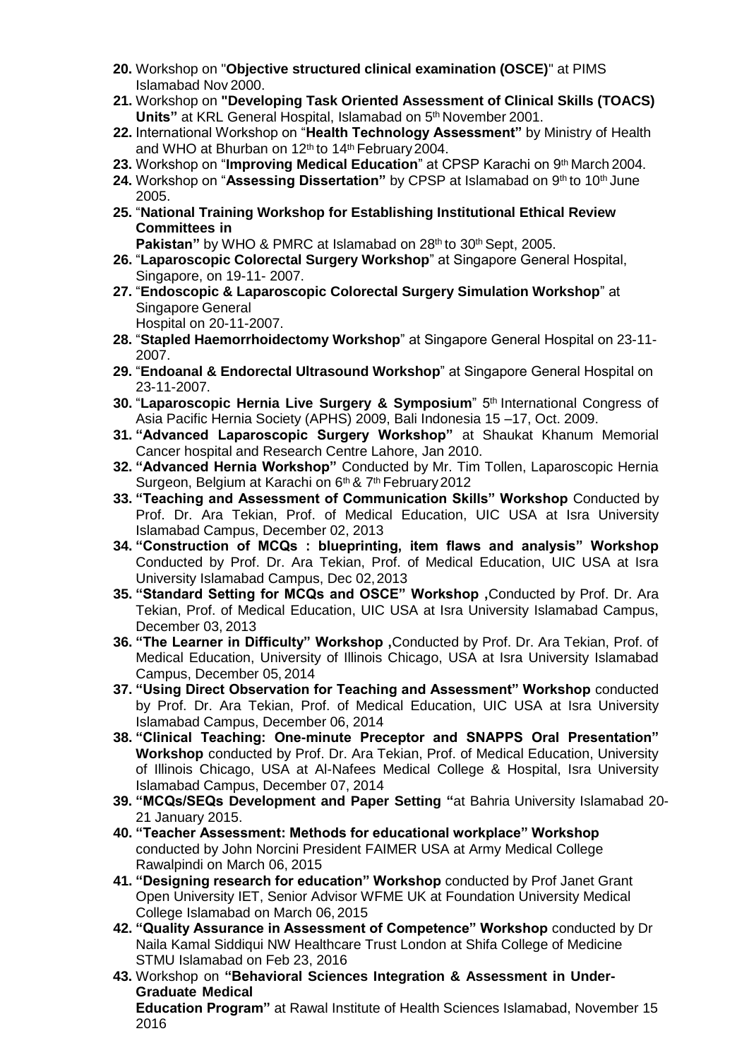20. Workshop on "**Objective structured clinical examination (OSCE)**" at PIMS Islamabad Nov 2000.
21. Workshop on **"Developing Task Oriented Assessment of Clinical Skills (TOACS) Units"** at KRL General Hospital, Islamabad on 5th November 2001.
22. International Workshop on "**Health Technology Assessment"** by Ministry of Health and WHO at Bhurban on 12th to 14th February 2004.
23. Workshop on "**Improving Medical Education**" at CPSP Karachi on 9th March 2004.
24. Workshop on "**Assessing Dissertation"** by CPSP at Islamabad on 9th to 10th June 2005.
25. "**National Training Workshop for Establishing Institutional Ethical Review Committees in Pakistan"** by WHO & PMRC at Islamabad on 28th to 30th Sept, 2005.
26. "**Laparoscopic Colorectal Surgery Workshop**" at Singapore General Hospital, Singapore, on 19-11- 2007.
27. "**Endoscopic & Laparoscopic Colorectal Surgery Simulation Workshop**" at Singapore General Hospital on 20-11-2007.
28. "**Stapled Haemorrhoidectomy Workshop**" at Singapore General Hospital on 23-11-2007.
29. "**Endoanal & Endorectal Ultrasound Workshop**" at Singapore General Hospital on 23-11-2007.
30. "**Laparoscopic Hernia Live Surgery & Symposium**" 5th International Congress of Asia Pacific Hernia Society (APHS) 2009, Bali Indonesia 15 –17, Oct. 2009.
31. **"Advanced Laparoscopic Surgery Workshop"** at Shaukat Khanum Memorial Cancer hospital and Research Centre Lahore, Jan 2010.
32. **"Advanced Hernia Workshop"** Conducted by Mr. Tim Tollen, Laparoscopic Hernia Surgeon, Belgium at Karachi on 6th & 7th February 2012
33. **"Teaching and Assessment of Communication Skills" Workshop** Conducted by Prof. Dr. Ara Tekian, Prof. of Medical Education, UIC USA at Isra University Islamabad Campus, December 02, 2013
34. **"Construction of MCQs : blueprinting, item flaws and analysis" Workshop** Conducted by Prof. Dr. Ara Tekian, Prof. of Medical Education, UIC USA at Isra University Islamabad Campus, Dec 02, 2013
35. **"Standard Setting for MCQs and OSCE" Workshop ,**Conducted by Prof. Dr. Ara Tekian, Prof. of Medical Education, UIC USA at Isra University Islamabad Campus, December 03, 2013
36. **"The Learner in Difficulty" Workshop ,**Conducted by Prof. Dr. Ara Tekian, Prof. of Medical Education, University of Illinois Chicago, USA at Isra University Islamabad Campus, December 05, 2014
37. **"Using Direct Observation for Teaching and Assessment" Workshop** conducted by Prof. Dr. Ara Tekian, Prof. of Medical Education, UIC USA at Isra University Islamabad Campus, December 06, 2014
38. **"Clinical Teaching: One-minute Preceptor and SNAPPS Oral Presentation" Workshop** conducted by Prof. Dr. Ara Tekian, Prof. of Medical Education, University of Illinois Chicago, USA at Al-Nafees Medical College & Hospital, Isra University Islamabad Campus, December 07, 2014
39. **"MCQs/SEQs Development and Paper Setting "**at Bahria University Islamabad 20-21 January 2015.
40. **"Teacher Assessment: Methods for educational workplace" Workshop** conducted by John Norcini President FAIMER USA at Army Medical College Rawalpindi on March 06, 2015
41. **"Designing research for education" Workshop** conducted by Prof Janet Grant Open University IET, Senior Advisor WFME UK at Foundation University Medical College Islamabad on March 06, 2015
42. **"Quality Assurance in Assessment of Competence" Workshop** conducted by Dr Naila Kamal Siddiqui NW Healthcare Trust London at Shifa College of Medicine STMU Islamabad on Feb 23, 2016
43. Workshop on **"Behavioral Sciences Integration & Assessment in Under-Graduate Medical Education Program"** at Rawal Institute of Health Sciences Islamabad, November 15 2016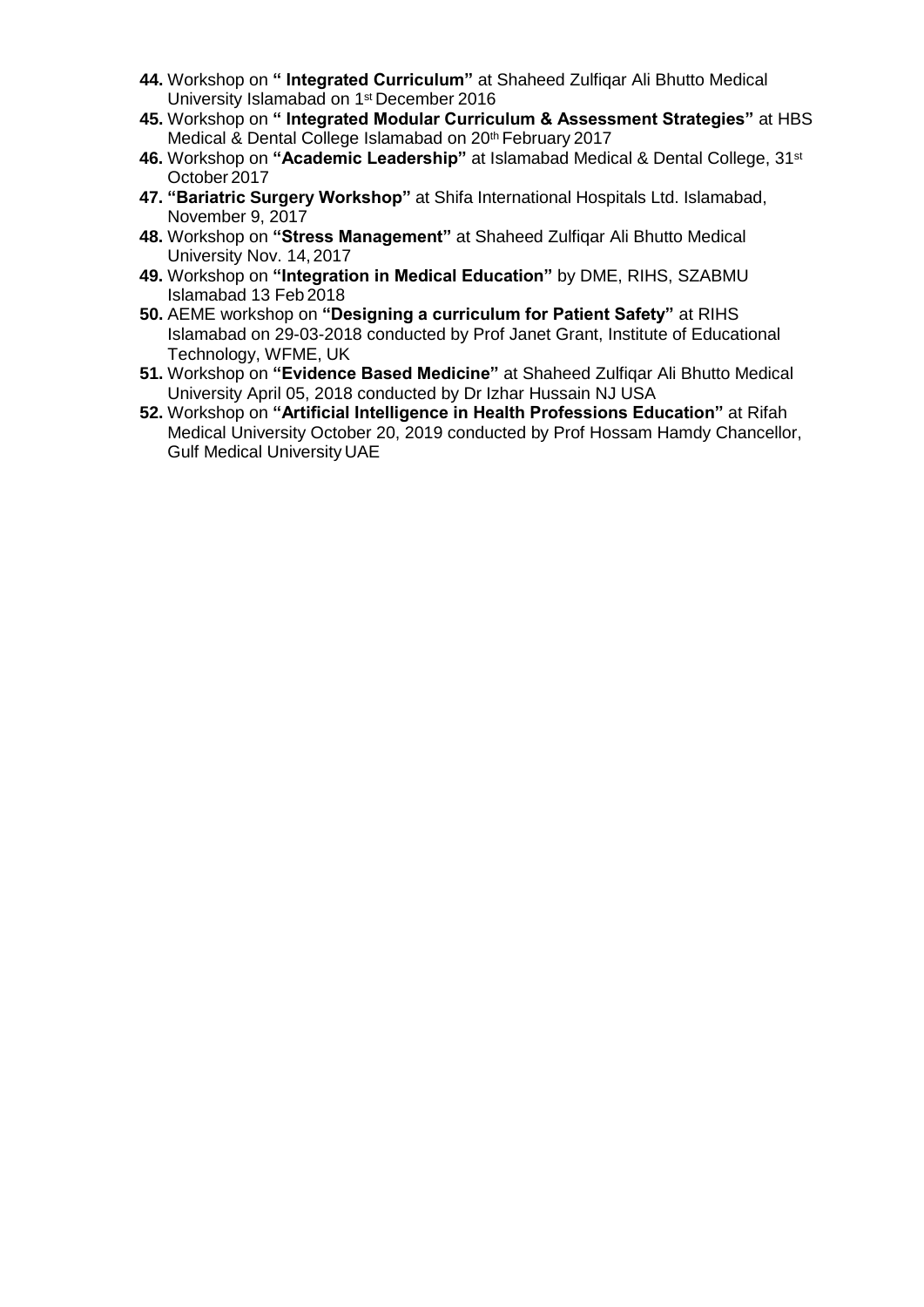**44.** Workshop on **" Integrated Curriculum"** at Shaheed Zulfiqar Ali Bhutto Medical University Islamabad on 1st December 2016

**45.** Workshop on **" Integrated Modular Curriculum & Assessment Strategies"** at HBS Medical & Dental College Islamabad on 20th February 2017

**46.** Workshop on **"Academic Leadership"** at Islamabad Medical & Dental College, 31st October 2017

**47.** **"Bariatric Surgery Workshop"** at Shifa International Hospitals Ltd. Islamabad, November 9, 2017

**48.** Workshop on **"Stress Management"** at Shaheed Zulfiqar Ali Bhutto Medical University Nov. 14, 2017

**49.** Workshop on **"Integration in Medical Education"** by DME, RIHS, SZABMU Islamabad 13 Feb 2018

**50.** AEME workshop on **"Designing a curriculum for Patient Safety"** at RIHS Islamabad on 29-03-2018 conducted by Prof Janet Grant, Institute of Educational Technology, WFME, UK

**51.** Workshop on **"Evidence Based Medicine"** at Shaheed Zulfiqar Ali Bhutto Medical University April 05, 2018 conducted by Dr Izhar Hussain NJ USA

**52.** Workshop on **"Artificial Intelligence in Health Professions Education"** at Rifah Medical University October 20, 2019 conducted by Prof Hossam Hamdy Chancellor, Gulf Medical University UAE